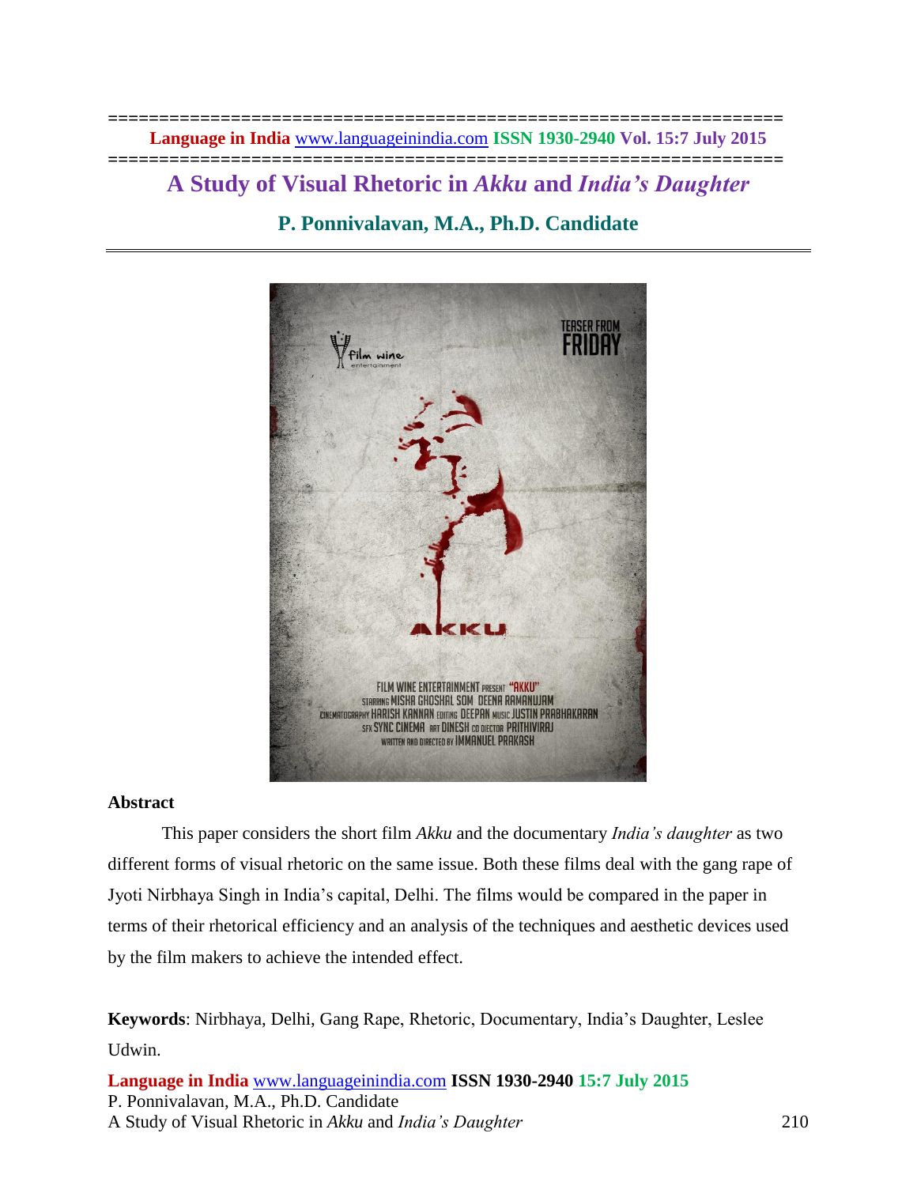# A Study of Visual Rhetoric in *Akku* and *India's Daughter*

## P. Ponnivalavan, M.A., Ph.D. Candidate

**Abstract**

This paper considers the short film *Akku* and the documentary *India's daughter* as two different forms of visual rhetoric on the same issue. Both these films deal with the gang rape of Jyoti Nirbhaya Singh in India's capital, Delhi. The films would be compared in the paper in terms of their rhetorical efficiency and an analysis of the techniques and aesthetic devices used by the film makers to achieve the intended effect.

**Keywords**: Nirbhaya, Delhi, Gang Rape, Rhetoric, Documentary, India's Daughter, Leslee Udwin.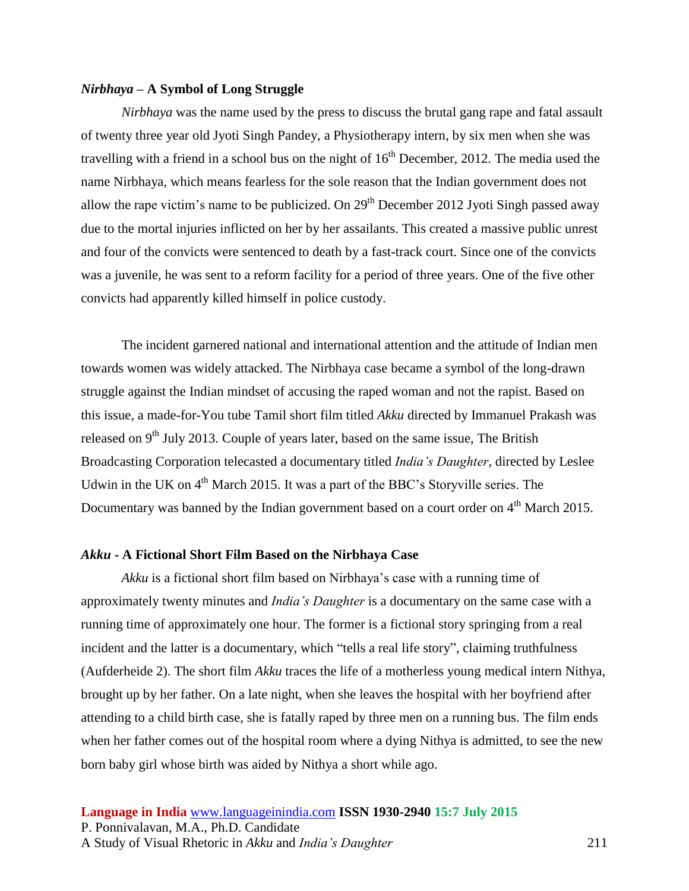### *Nirbhaya* – A Symbol of Long Struggle

*Nirbhaya* was the name used by the press to discuss the brutal gang rape and fatal assault of twenty three year old Jyoti Singh Pandey, a Physiotherapy intern, by six men when she was travelling with a friend in a school bus on the night of 16th December, 2012. The media used the name Nirbhaya, which means fearless for the sole reason that the Indian government does not allow the rape victim's name to be publicized. On 29th December 2012 Jyoti Singh passed away due to the mortal injuries inflicted on her by her assailants. This created a massive public unrest and four of the convicts were sentenced to death by a fast-track court. Since one of the convicts was a juvenile, he was sent to a reform facility for a period of three years. One of the five other convicts had apparently killed himself in police custody.

The incident garnered national and international attention and the attitude of Indian men towards women was widely attacked. The Nirbhaya case became a symbol of the long-drawn struggle against the Indian mindset of accusing the raped woman and not the rapist. Based on this issue, a made-for-You tube Tamil short film titled *Akku* directed by Immanuel Prakash was released on 9th July 2013. Couple of years later, based on the same issue, The British Broadcasting Corporation telecasted a documentary titled *India's Daughter*, directed by Leslee Udwin in the UK on 4th March 2015. It was a part of the BBC's Storyville series. The Documentary was banned by the Indian government based on a court order on 4th March 2015.

### *Akku* - A Fictional Short Film Based on the Nirbhaya Case

*Akku* is a fictional short film based on Nirbhaya's case with a running time of approximately twenty minutes and *India's Daughter* is a documentary on the same case with a running time of approximately one hour. The former is a fictional story springing from a real incident and the latter is a documentary, which "tells a real life story", claiming truthfulness (Aufderheide 2). The short film *Akku* traces the life of a motherless young medical intern Nithya, brought up by her father. On a late night, when she leaves the hospital with her boyfriend after attending to a child birth case, she is fatally raped by three men on a running bus. The film ends when her father comes out of the hospital room where a dying Nithya is admitted, to see the new born baby girl whose birth was aided by Nithya a short while ago.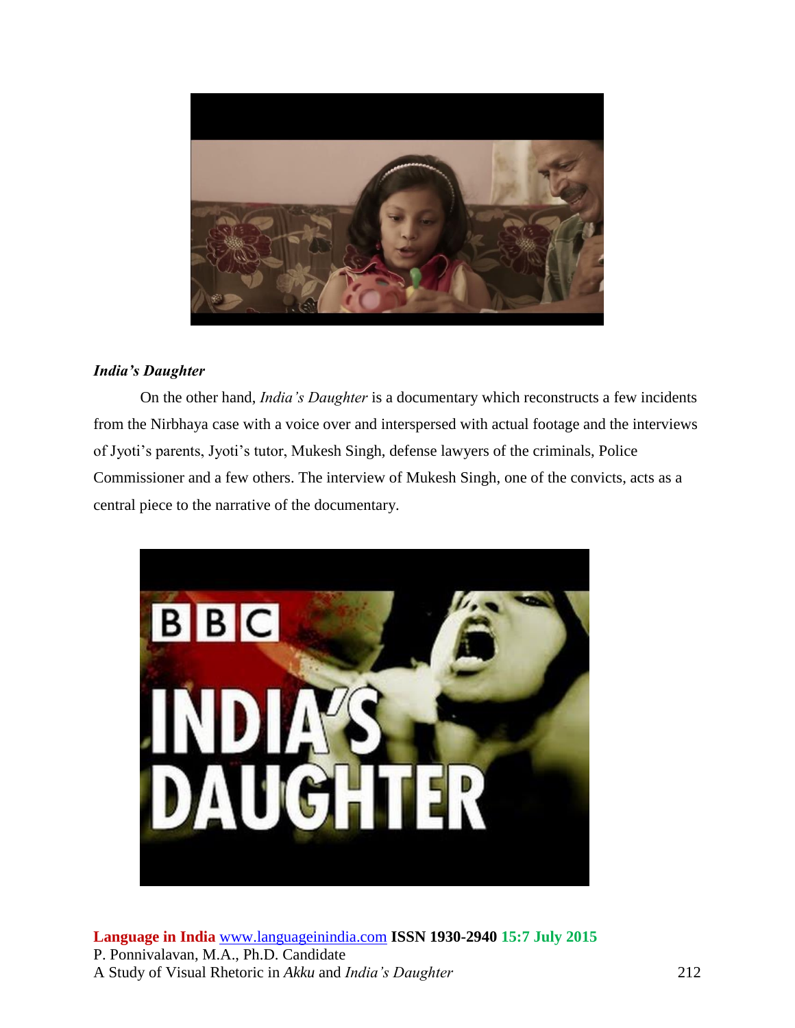***India's Daughter***

On the other hand, *India's Daughter* is a documentary which reconstructs a few incidents from the Nirbhaya case with a voice over and interspersed with actual footage and the interviews of Jyoti's parents, Jyoti's tutor, Mukesh Singh, defense lawyers of the criminals, Police Commissioner and a few others. The interview of Mukesh Singh, one of the convicts, acts as a central piece to the narrative of the documentary.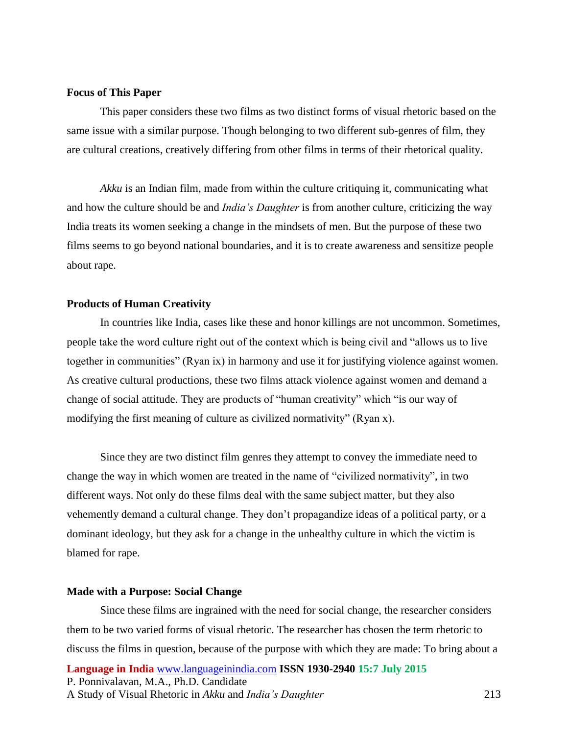### Focus of This Paper

This paper considers these two films as two distinct forms of visual rhetoric based on the same issue with a similar purpose. Though belonging to two different sub-genres of film, they are cultural creations, creatively differing from other films in terms of their rhetorical quality.

*Akku* is an Indian film, made from within the culture critiquing it, communicating what and how the culture should be and *India's Daughter* is from another culture, criticizing the way India treats its women seeking a change in the mindsets of men. But the purpose of these two films seems to go beyond national boundaries, and it is to create awareness and sensitize people about rape.

### Products of Human Creativity

In countries like India, cases like these and honor killings are not uncommon. Sometimes, people take the word culture right out of the context which is being civil and "allows us to live together in communities" (Ryan ix) in harmony and use it for justifying violence against women. As creative cultural productions, these two films attack violence against women and demand a change of social attitude. They are products of "human creativity" which "is our way of modifying the first meaning of culture as civilized normativity" (Ryan x).

Since they are two distinct film genres they attempt to convey the immediate need to change the way in which women are treated in the name of "civilized normativity", in two different ways. Not only do these films deal with the same subject matter, but they also vehemently demand a cultural change. They don't propagandize ideas of a political party, or a dominant ideology, but they ask for a change in the unhealthy culture in which the victim is blamed for rape.

### Made with a Purpose: Social Change

Since these films are ingrained with the need for social change, the researcher considers them to be two varied forms of visual rhetoric. The researcher has chosen the term rhetoric to discuss the films in question, because of the purpose with which they are made: To bring about a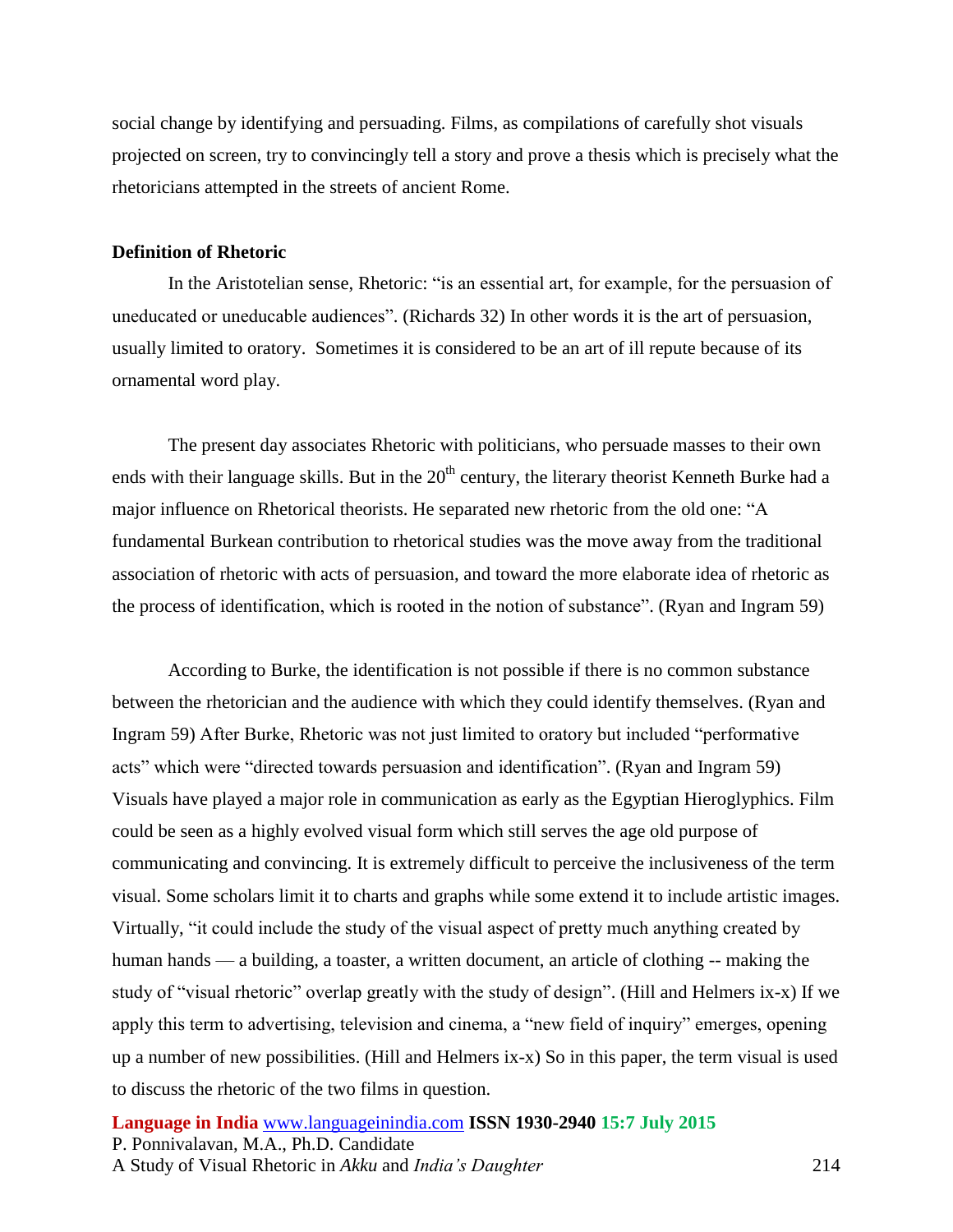social change by identifying and persuading. Films, as compilations of carefully shot visuals projected on screen, try to convincingly tell a story and prove a thesis which is precisely what the rhetoricians attempted in the streets of ancient Rome.

**Definition of Rhetoric**

In the Aristotelian sense, Rhetoric: "is an essential art, for example, for the persuasion of uneducated or uneducable audiences". (Richards 32) In other words it is the art of persuasion, usually limited to oratory. Sometimes it is considered to be an art of ill repute because of its ornamental word play.

The present day associates Rhetoric with politicians, who persuade masses to their own ends with their language skills. But in the 20th century, the literary theorist Kenneth Burke had a major influence on Rhetorical theorists. He separated new rhetoric from the old one: "A fundamental Burkean contribution to rhetorical studies was the move away from the traditional association of rhetoric with acts of persuasion, and toward the more elaborate idea of rhetoric as the process of identification, which is rooted in the notion of substance". (Ryan and Ingram 59)

According to Burke, the identification is not possible if there is no common substance between the rhetorician and the audience with which they could identify themselves. (Ryan and Ingram 59) After Burke, Rhetoric was not just limited to oratory but included "performative acts" which were "directed towards persuasion and identification". (Ryan and Ingram 59) Visuals have played a major role in communication as early as the Egyptian Hieroglyphics. Film could be seen as a highly evolved visual form which still serves the age old purpose of communicating and convincing. It is extremely difficult to perceive the inclusiveness of the term visual. Some scholars limit it to charts and graphs while some extend it to include artistic images. Virtually, "it could include the study of the visual aspect of pretty much anything created by human hands — a building, a toaster, a written document, an article of clothing -- making the study of "visual rhetoric" overlap greatly with the study of design". (Hill and Helmers ix-x) If we apply this term to advertising, television and cinema, a "new field of inquiry" emerges, opening up a number of new possibilities. (Hill and Helmers ix-x) So in this paper, the term visual is used to discuss the rhetoric of the two films in question.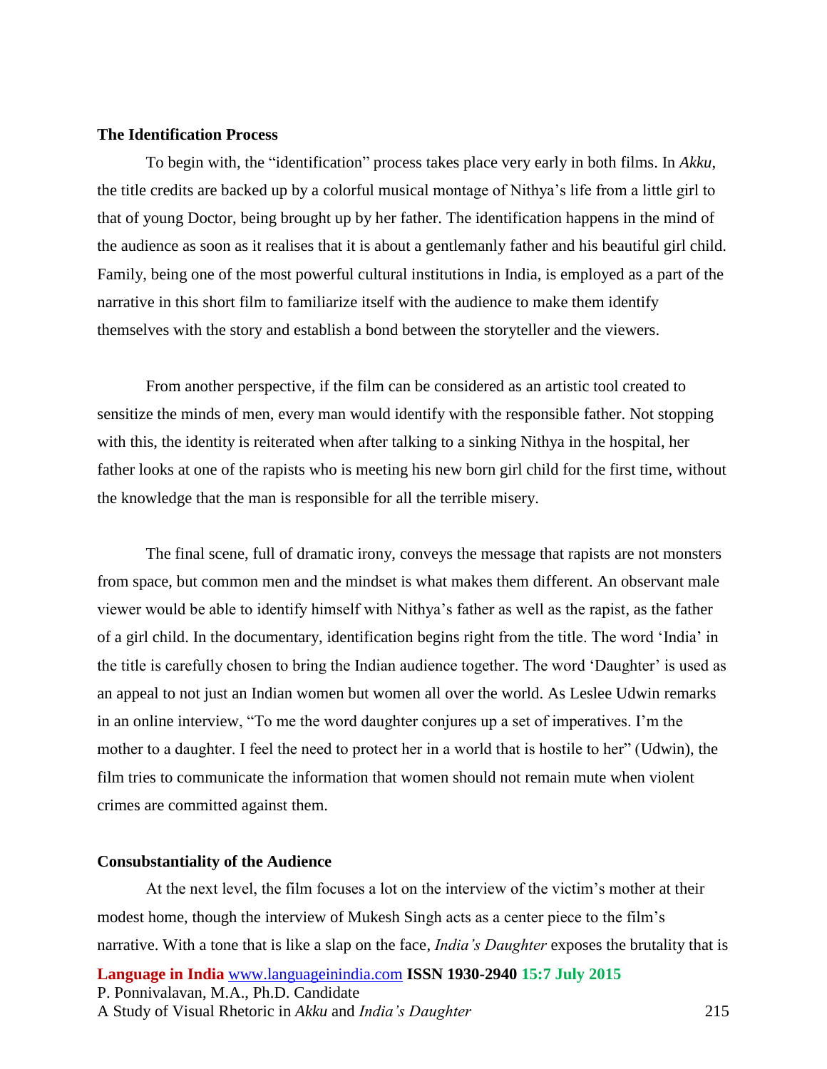**The Identification Process**

To begin with, the "identification" process takes place very early in both films. In *Akku*, the title credits are backed up by a colorful musical montage of Nithya's life from a little girl to that of young Doctor, being brought up by her father. The identification happens in the mind of the audience as soon as it realises that it is about a gentlemanly father and his beautiful girl child. Family, being one of the most powerful cultural institutions in India, is employed as a part of the narrative in this short film to familiarize itself with the audience to make them identify themselves with the story and establish a bond between the storyteller and the viewers.

From another perspective, if the film can be considered as an artistic tool created to sensitize the minds of men, every man would identify with the responsible father. Not stopping with this, the identity is reiterated when after talking to a sinking Nithya in the hospital, her father looks at one of the rapists who is meeting his new born girl child for the first time, without the knowledge that the man is responsible for all the terrible misery.

The final scene, full of dramatic irony, conveys the message that rapists are not monsters from space, but common men and the mindset is what makes them different. An observant male viewer would be able to identify himself with Nithya's father as well as the rapist, as the father of a girl child. In the documentary, identification begins right from the title. The word 'India' in the title is carefully chosen to bring the Indian audience together. The word 'Daughter' is used as an appeal to not just an Indian women but women all over the world. As Leslee Udwin remarks in an online interview, "To me the word daughter conjures up a set of imperatives. I'm the mother to a daughter. I feel the need to protect her in a world that is hostile to her" (Udwin), the film tries to communicate the information that women should not remain mute when violent crimes are committed against them.

**Consubstantiality of the Audience**

At the next level, the film focuses a lot on the interview of the victim's mother at their modest home, though the interview of Mukesh Singh acts as a center piece to the film's narrative. With a tone that is like a slap on the face, *India's Daughter* exposes the brutality that is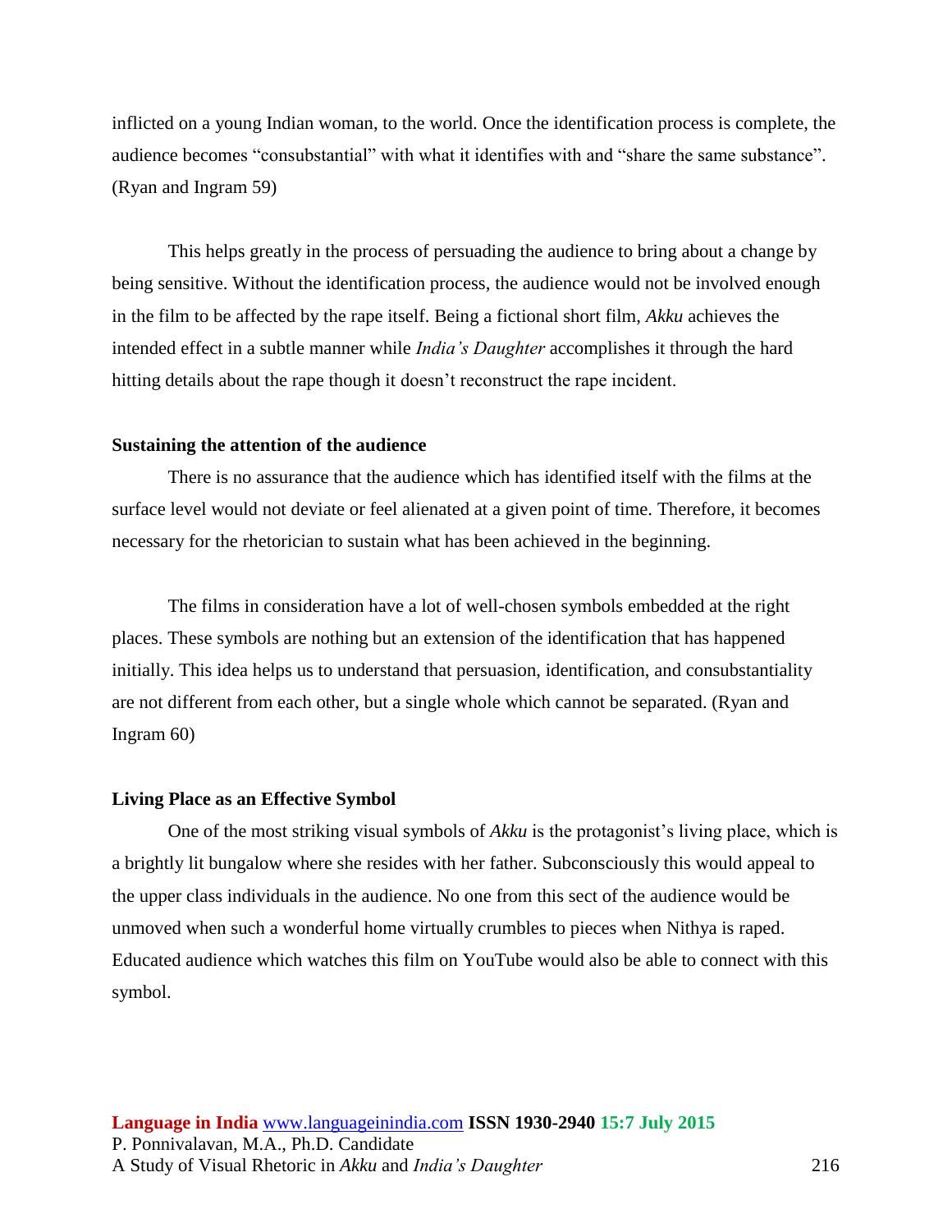inflicted on a young Indian woman, to the world. Once the identification process is complete, the audience becomes "consubstantial" with what it identifies with and "share the same substance". (Ryan and Ingram 59)

This helps greatly in the process of persuading the audience to bring about a change by being sensitive. Without the identification process, the audience would not be involved enough in the film to be affected by the rape itself. Being a fictional short film, *Akku* achieves the intended effect in a subtle manner while *India's Daughter* accomplishes it through the hard hitting details about the rape though it doesn't reconstruct the rape incident.

**Sustaining the attention of the audience**

There is no assurance that the audience which has identified itself with the films at the surface level would not deviate or feel alienated at a given point of time. Therefore, it becomes necessary for the rhetorician to sustain what has been achieved in the beginning.

The films in consideration have a lot of well-chosen symbols embedded at the right places. These symbols are nothing but an extension of the identification that has happened initially. This idea helps us to understand that persuasion, identification, and consubstantiality are not different from each other, but a single whole which cannot be separated. (Ryan and Ingram 60)

**Living Place as an Effective Symbol**

One of the most striking visual symbols of *Akku* is the protagonist's living place, which is a brightly lit bungalow where she resides with her father. Subconsciously this would appeal to the upper class individuals in the audience. No one from this sect of the audience would be unmoved when such a wonderful home virtually crumbles to pieces when Nithya is raped. Educated audience which watches this film on YouTube would also be able to connect with this symbol.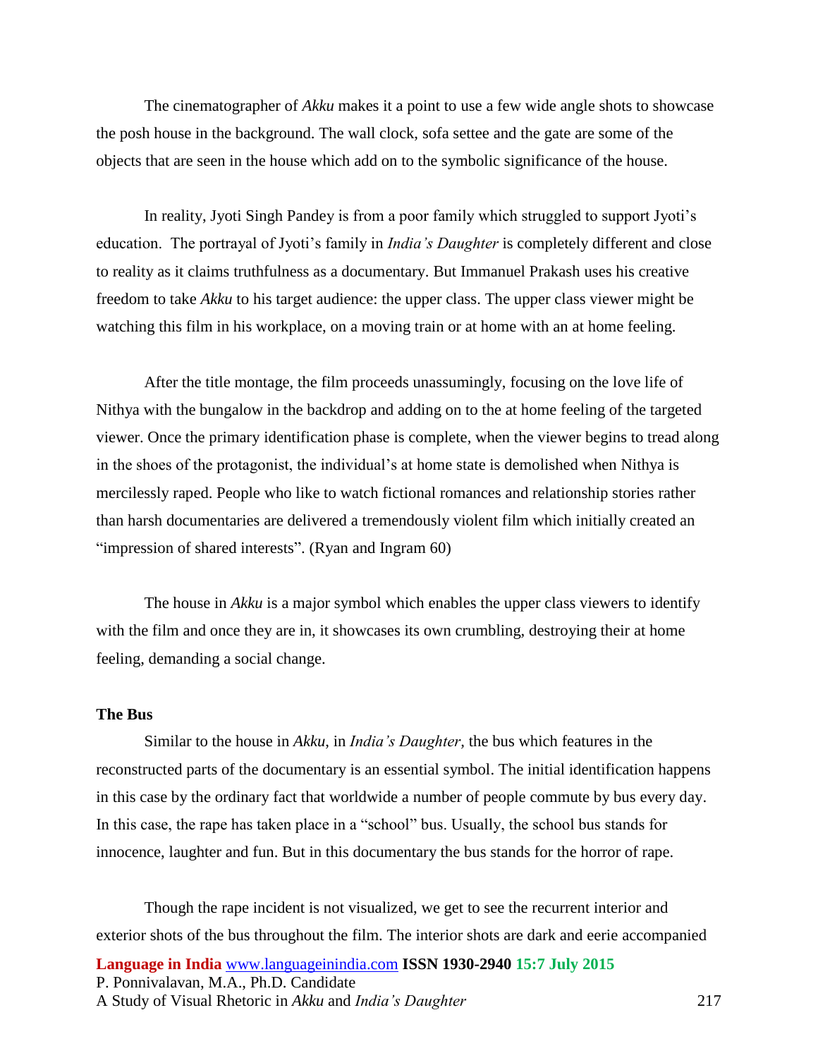The cinematographer of *Akku* makes it a point to use a few wide angle shots to showcase the posh house in the background. The wall clock, sofa settee and the gate are some of the objects that are seen in the house which add on to the symbolic significance of the house.

In reality, Jyoti Singh Pandey is from a poor family which struggled to support Jyoti's education. The portrayal of Jyoti's family in *India's Daughter* is completely different and close to reality as it claims truthfulness as a documentary. But Immanuel Prakash uses his creative freedom to take *Akku* to his target audience: the upper class. The upper class viewer might be watching this film in his workplace, on a moving train or at home with an at home feeling.

After the title montage, the film proceeds unassumingly, focusing on the love life of Nithya with the bungalow in the backdrop and adding on to the at home feeling of the targeted viewer. Once the primary identification phase is complete, when the viewer begins to tread along in the shoes of the protagonist, the individual's at home state is demolished when Nithya is mercilessly raped. People who like to watch fictional romances and relationship stories rather than harsh documentaries are delivered a tremendously violent film which initially created an "impression of shared interests". (Ryan and Ingram 60)

The house in *Akku* is a major symbol which enables the upper class viewers to identify with the film and once they are in, it showcases its own crumbling, destroying their at home feeling, demanding a social change.

**The Bus**

Similar to the house in *Akku*, in *India's Daughter,* the bus which features in the reconstructed parts of the documentary is an essential symbol. The initial identification happens in this case by the ordinary fact that worldwide a number of people commute by bus every day. In this case, the rape has taken place in a "school" bus. Usually, the school bus stands for innocence, laughter and fun. But in this documentary the bus stands for the horror of rape.

Though the rape incident is not visualized, we get to see the recurrent interior and exterior shots of the bus throughout the film. The interior shots are dark and eerie accompanied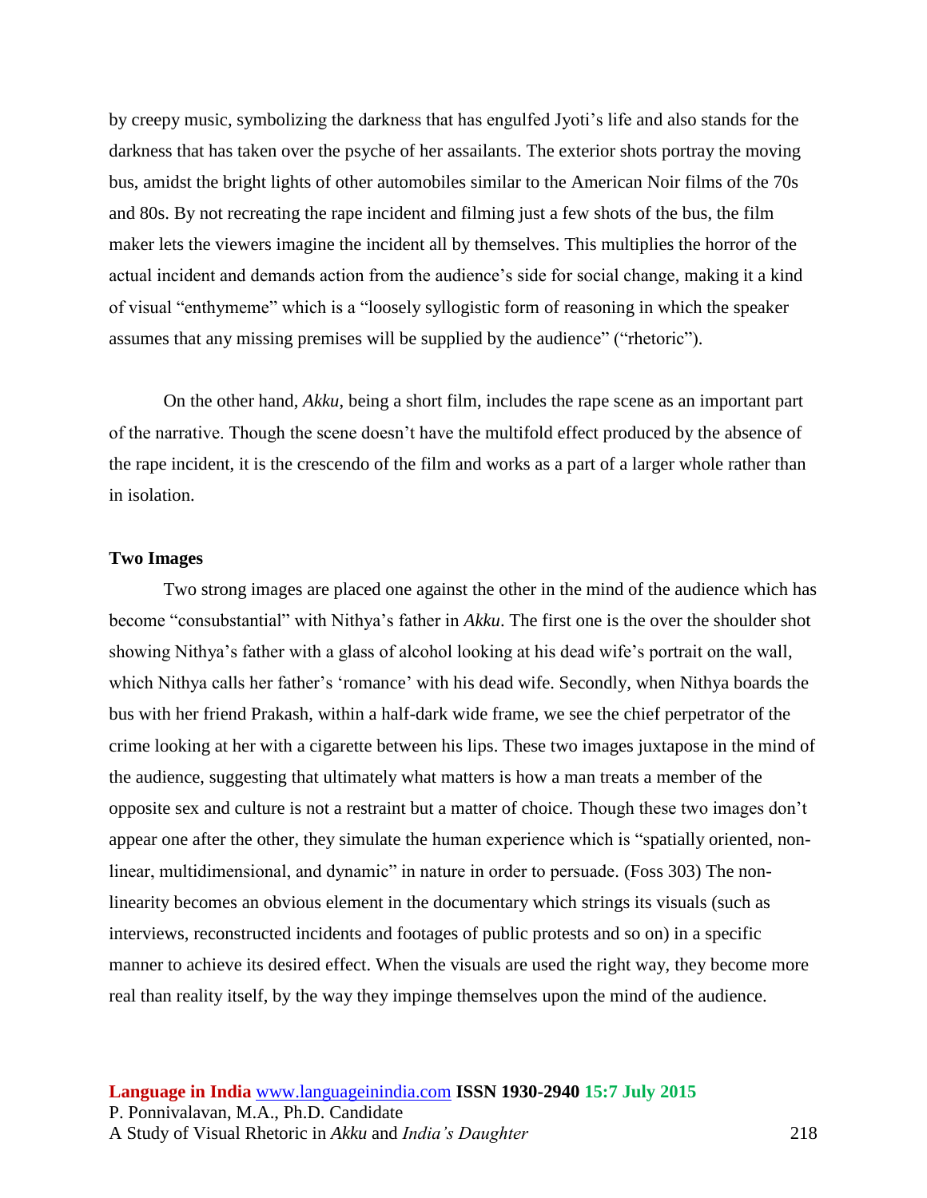by creepy music, symbolizing the darkness that has engulfed Jyoti's life and also stands for the darkness that has taken over the psyche of her assailants. The exterior shots portray the moving bus, amidst the bright lights of other automobiles similar to the American Noir films of the 70s and 80s. By not recreating the rape incident and filming just a few shots of the bus, the film maker lets the viewers imagine the incident all by themselves. This multiplies the horror of the actual incident and demands action from the audience's side for social change, making it a kind of visual "enthymeme" which is a "loosely syllogistic form of reasoning in which the speaker assumes that any missing premises will be supplied by the audience" ("rhetoric").

On the other hand, *Akku*, being a short film, includes the rape scene as an important part of the narrative. Though the scene doesn't have the multifold effect produced by the absence of the rape incident, it is the crescendo of the film and works as a part of a larger whole rather than in isolation.

**Two Images**

Two strong images are placed one against the other in the mind of the audience which has become "consubstantial" with Nithya's father in *Akku*. The first one is the over the shoulder shot showing Nithya's father with a glass of alcohol looking at his dead wife's portrait on the wall, which Nithya calls her father's 'romance' with his dead wife. Secondly, when Nithya boards the bus with her friend Prakash, within a half-dark wide frame, we see the chief perpetrator of the crime looking at her with a cigarette between his lips. These two images juxtapose in the mind of the audience, suggesting that ultimately what matters is how a man treats a member of the opposite sex and culture is not a restraint but a matter of choice. Though these two images don't appear one after the other, they simulate the human experience which is "spatially oriented, non-linear, multidimensional, and dynamic" in nature in order to persuade. (Foss 303) The non-linearity becomes an obvious element in the documentary which strings its visuals (such as interviews, reconstructed incidents and footages of public protests and so on) in a specific manner to achieve its desired effect. When the visuals are used the right way, they become more real than reality itself, by the way they impinge themselves upon the mind of the audience.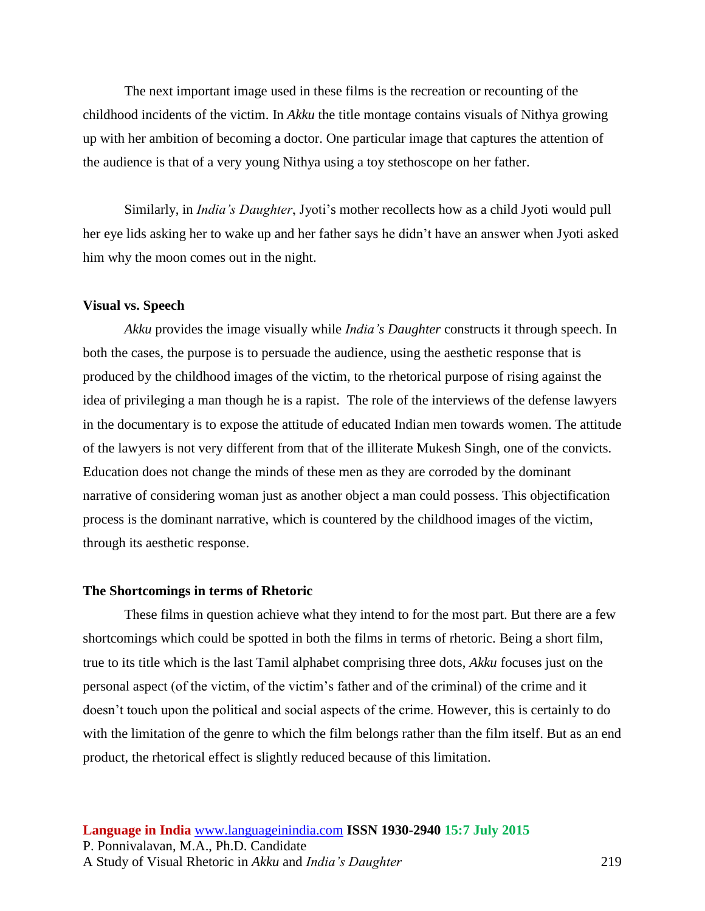The next important image used in these films is the recreation or recounting of the childhood incidents of the victim. In *Akku* the title montage contains visuals of Nithya growing up with her ambition of becoming a doctor. One particular image that captures the attention of the audience is that of a very young Nithya using a toy stethoscope on her father.

Similarly, in *India's Daughter*, Jyoti's mother recollects how as a child Jyoti would pull her eye lids asking her to wake up and her father says he didn't have an answer when Jyoti asked him why the moon comes out in the night.

**Visual vs. Speech**

*Akku* provides the image visually while *India's Daughter* constructs it through speech. In both the cases, the purpose is to persuade the audience, using the aesthetic response that is produced by the childhood images of the victim, to the rhetorical purpose of rising against the idea of privileging a man though he is a rapist. The role of the interviews of the defense lawyers in the documentary is to expose the attitude of educated Indian men towards women. The attitude of the lawyers is not very different from that of the illiterate Mukesh Singh, one of the convicts. Education does not change the minds of these men as they are corroded by the dominant narrative of considering woman just as another object a man could possess. This objectification process is the dominant narrative, which is countered by the childhood images of the victim, through its aesthetic response.

**The Shortcomings in terms of Rhetoric**

These films in question achieve what they intend to for the most part. But there are a few shortcomings which could be spotted in both the films in terms of rhetoric. Being a short film, true to its title which is the last Tamil alphabet comprising three dots, *Akku* focuses just on the personal aspect (of the victim, of the victim's father and of the criminal) of the crime and it doesn't touch upon the political and social aspects of the crime. However, this is certainly to do with the limitation of the genre to which the film belongs rather than the film itself. But as an end product, the rhetorical effect is slightly reduced because of this limitation.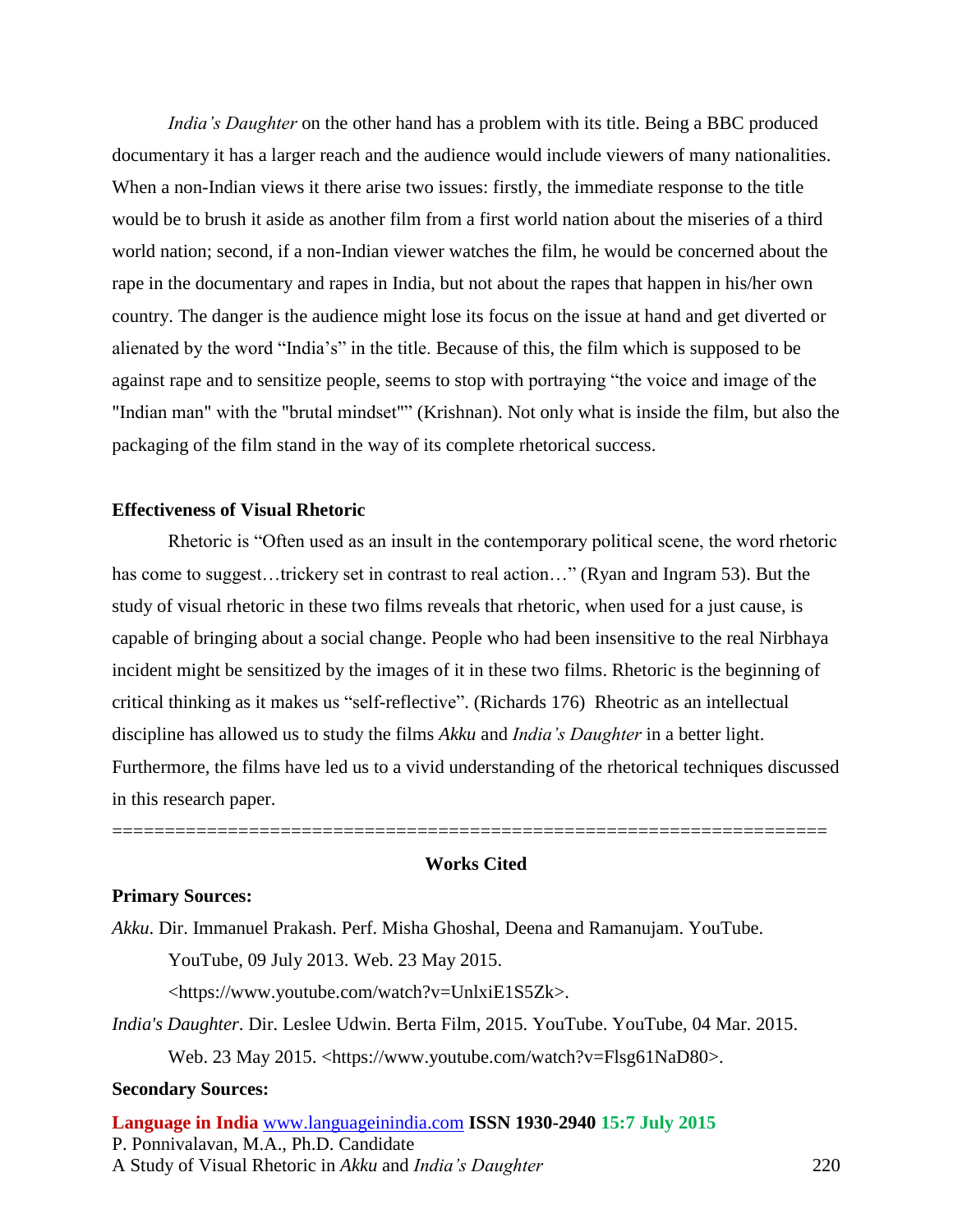*India's Daughter* on the other hand has a problem with its title. Being a BBC produced documentary it has a larger reach and the audience would include viewers of many nationalities. When a non-Indian views it there arise two issues: firstly, the immediate response to the title would be to brush it aside as another film from a first world nation about the miseries of a third world nation; second, if a non-Indian viewer watches the film, he would be concerned about the rape in the documentary and rapes in India, but not about the rapes that happen in his/her own country. The danger is the audience might lose its focus on the issue at hand and get diverted or alienated by the word "India's" in the title. Because of this, the film which is supposed to be against rape and to sensitize people, seems to stop with portraying "the voice and image of the "Indian man" with the "brutal mindset"" (Krishnan). Not only what is inside the film, but also the packaging of the film stand in the way of its complete rhetorical success.

**Effectiveness of Visual Rhetoric**

Rhetoric is "Often used as an insult in the contemporary political scene, the word rhetoric has come to suggest…trickery set in contrast to real action…" (Ryan and Ingram 53). But the study of visual rhetoric in these two films reveals that rhetoric, when used for a just cause, is capable of bringing about a social change. People who had been insensitive to the real Nirbhaya incident might be sensitized by the images of it in these two films. Rhetoric is the beginning of critical thinking as it makes us "self-reflective". (Richards 176) Rheotric as an intellectual discipline has allowed us to study the films *Akku* and *India's Daughter* in a better light. Furthermore, the films have led us to a vivid understanding of the rhetorical techniques discussed in this research paper.

=================================================================

**Works Cited**

**Primary Sources:**

*Akku*. Dir. Immanuel Prakash. Perf. Misha Ghoshal, Deena and Ramanujam. YouTube. YouTube, 09 July 2013. Web. 23 May 2015. <https://www.youtube.com/watch?v=UnlxiE1S5Zk>.

*India's Daughter*. Dir. Leslee Udwin. Berta Film, 2015. YouTube. YouTube, 04 Mar. 2015. Web. 23 May 2015. <https://www.youtube.com/watch?v=Flsg61NaD80>.

**Secondary Sources:**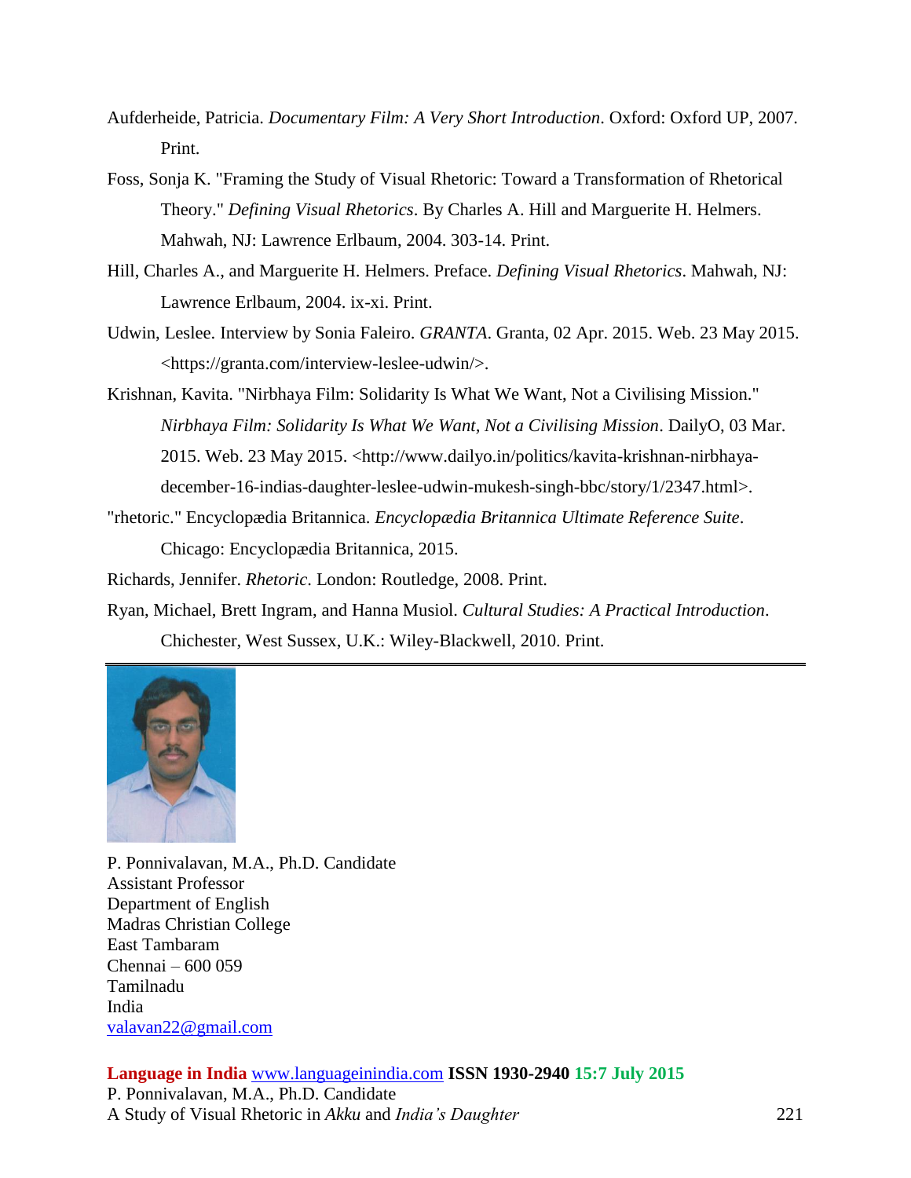Aufderheide, Patricia. *Documentary Film: A Very Short Introduction*. Oxford: Oxford UP, 2007. Print.

Foss, Sonja K. "Framing the Study of Visual Rhetoric: Toward a Transformation of Rhetorical Theory." *Defining Visual Rhetorics*. By Charles A. Hill and Marguerite H. Helmers. Mahwah, NJ: Lawrence Erlbaum, 2004. 303-14. Print.

Hill, Charles A., and Marguerite H. Helmers. Preface. *Defining Visual Rhetorics*. Mahwah, NJ: Lawrence Erlbaum, 2004. ix-xi. Print.

Udwin, Leslee. Interview by Sonia Faleiro. *GRANTA*. Granta, 02 Apr. 2015. Web. 23 May 2015. <https://granta.com/interview-leslee-udwin/>.

Krishnan, Kavita. "Nirbhaya Film: Solidarity Is What We Want, Not a Civilising Mission." *Nirbhaya Film: Solidarity Is What We Want, Not a Civilising Mission*. DailyO, 03 Mar. 2015. Web. 23 May 2015. <http://www.dailyo.in/politics/kavita-krishnan-nirbhaya-december-16-indias-daughter-leslee-udwin-mukesh-singh-bbc/story/1/2347.html>.

"rhetoric." Encyclopædia Britannica. *Encyclopædia Britannica Ultimate Reference Suite*. Chicago: Encyclopædia Britannica, 2015.

Richards, Jennifer. *Rhetoric*. London: Routledge, 2008. Print.

Ryan, Michael, Brett Ingram, and Hanna Musiol. *Cultural Studies: A Practical Introduction*. Chichester, West Sussex, U.K.: Wiley-Blackwell, 2010. Print.

---

P. Ponnivalavan, M.A., Ph.D. Candidate
Assistant Professor
Department of English
Madras Christian College
East Tambaram
Chennai – 600 059
Tamilnadu
India
valavan22@gmail.com